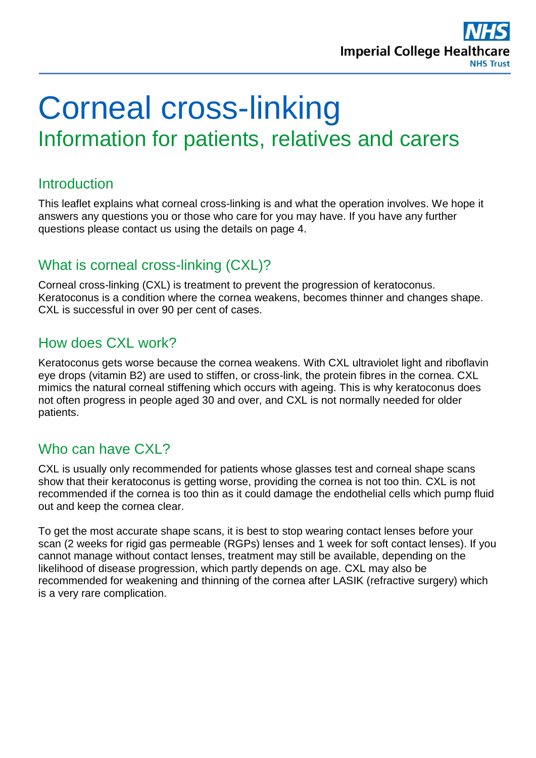# Corneal cross-linking

## Information for patients, relatives and carers

### Introduction

This leaflet explains what corneal cross-linking is and what the operation involves. We hope it answers any questions you or those who care for you may have. If you have any further questions please contact us using the details on page 4.

### What is corneal cross-linking (CXL)?

Corneal cross-linking (CXL) is treatment to prevent the progression of keratoconus. Keratoconus is a condition where the cornea weakens, becomes thinner and changes shape. CXL is successful in over 90 per cent of cases.

### How does CXL work?

Keratoconus gets worse because the cornea weakens. With CXL ultraviolet light and riboflavin eye drops (vitamin B2) are used to stiffen, or cross-link, the protein fibres in the cornea. CXL mimics the natural corneal stiffening which occurs with ageing. This is why keratoconus does not often progress in people aged 30 and over, and CXL is not normally needed for older patients.

### Who can have CXL?

CXL is usually only recommended for patients whose glasses test and corneal shape scans show that their keratoconus is getting worse, providing the cornea is not too thin. CXL is not recommended if the cornea is too thin as it could damage the endothelial cells which pump fluid out and keep the cornea clear.

To get the most accurate shape scans, it is best to stop wearing contact lenses before your scan (2 weeks for rigid gas permeable (RGPs) lenses and 1 week for soft contact lenses). If you cannot manage without contact lenses, treatment may still be available, depending on the likelihood of disease progression, which partly depends on age. CXL may also be recommended for weakening and thinning of the cornea after LASIK (refractive surgery) which is a very rare complication.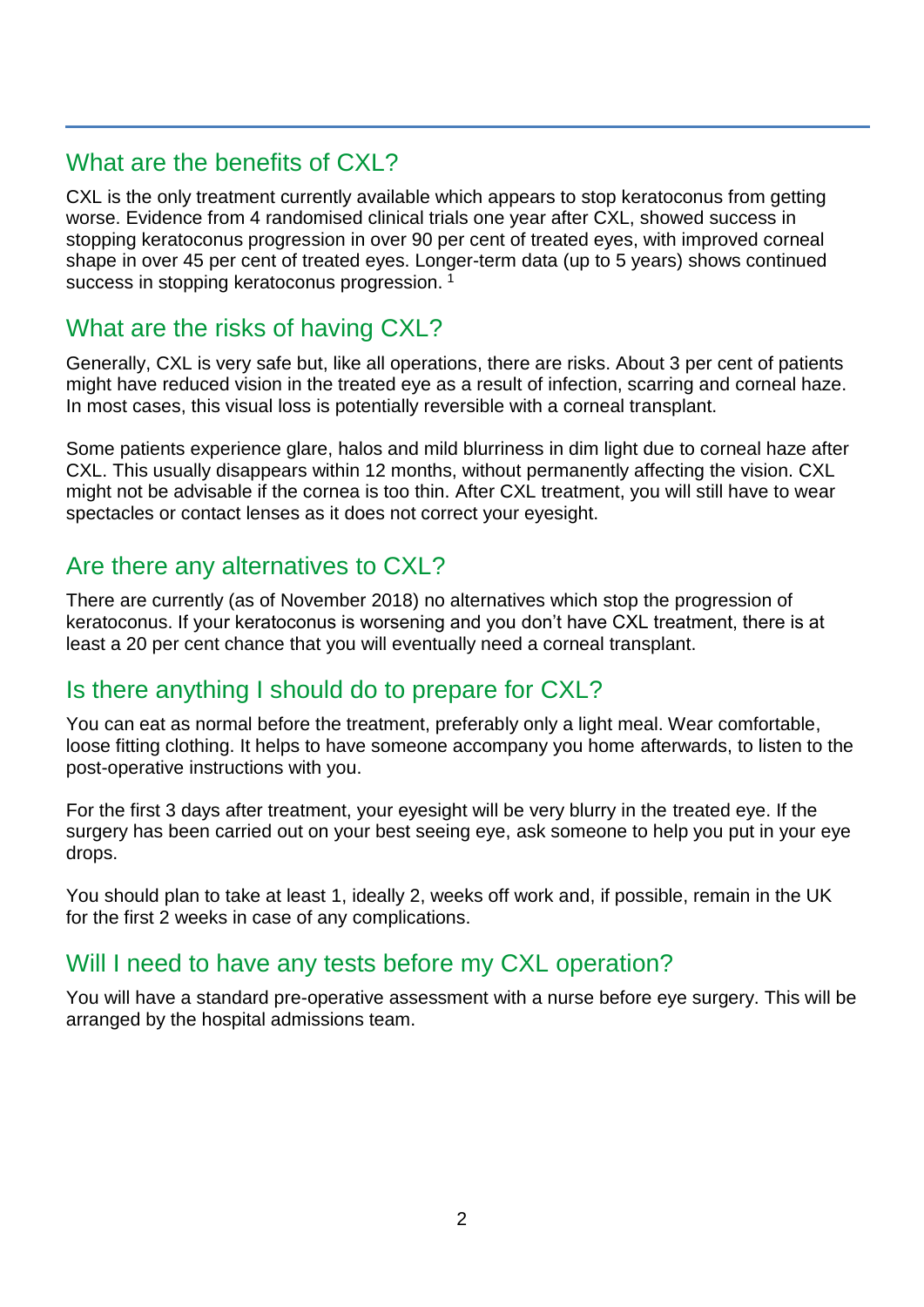## What are the benefits of CXL?

CXL is the only treatment currently available which appears to stop keratoconus from getting worse. Evidence from 4 randomised clinical trials one year after CXL, showed success in stopping keratoconus progression in over 90 per cent of treated eyes, with improved corneal shape in over 45 per cent of treated eyes. Longer-term data (up to 5 years) shows continued success in stopping keratoconus progression. [1]

## What are the risks of having CXL?

Generally, CXL is very safe but, like all operations, there are risks. About 3 per cent of patients might have reduced vision in the treated eye as a result of infection, scarring and corneal haze. In most cases, this visual loss is potentially reversible with a corneal transplant.

Some patients experience glare, halos and mild blurriness in dim light due to corneal haze after CXL. This usually disappears within 12 months, without permanently affecting the vision. CXL might not be advisable if the cornea is too thin. After CXL treatment, you will still have to wear spectacles or contact lenses as it does not correct your eyesight.

## Are there any alternatives to CXL?

There are currently (as of November 2018) no alternatives which stop the progression of keratoconus. If your keratoconus is worsening and you don't have CXL treatment, there is at least a 20 per cent chance that you will eventually need a corneal transplant.

## Is there anything I should do to prepare for CXL?

You can eat as normal before the treatment, preferably only a light meal. Wear comfortable, loose fitting clothing. It helps to have someone accompany you home afterwards, to listen to the post-operative instructions with you.

For the first 3 days after treatment, your eyesight will be very blurry in the treated eye. If the surgery has been carried out on your best seeing eye, ask someone to help you put in your eye drops.

You should plan to take at least 1, ideally 2, weeks off work and, if possible, remain in the UK for the first 2 weeks in case of any complications.

## Will I need to have any tests before my CXL operation?

You will have a standard pre-operative assessment with a nurse before eye surgery. This will be arranged by the hospital admissions team.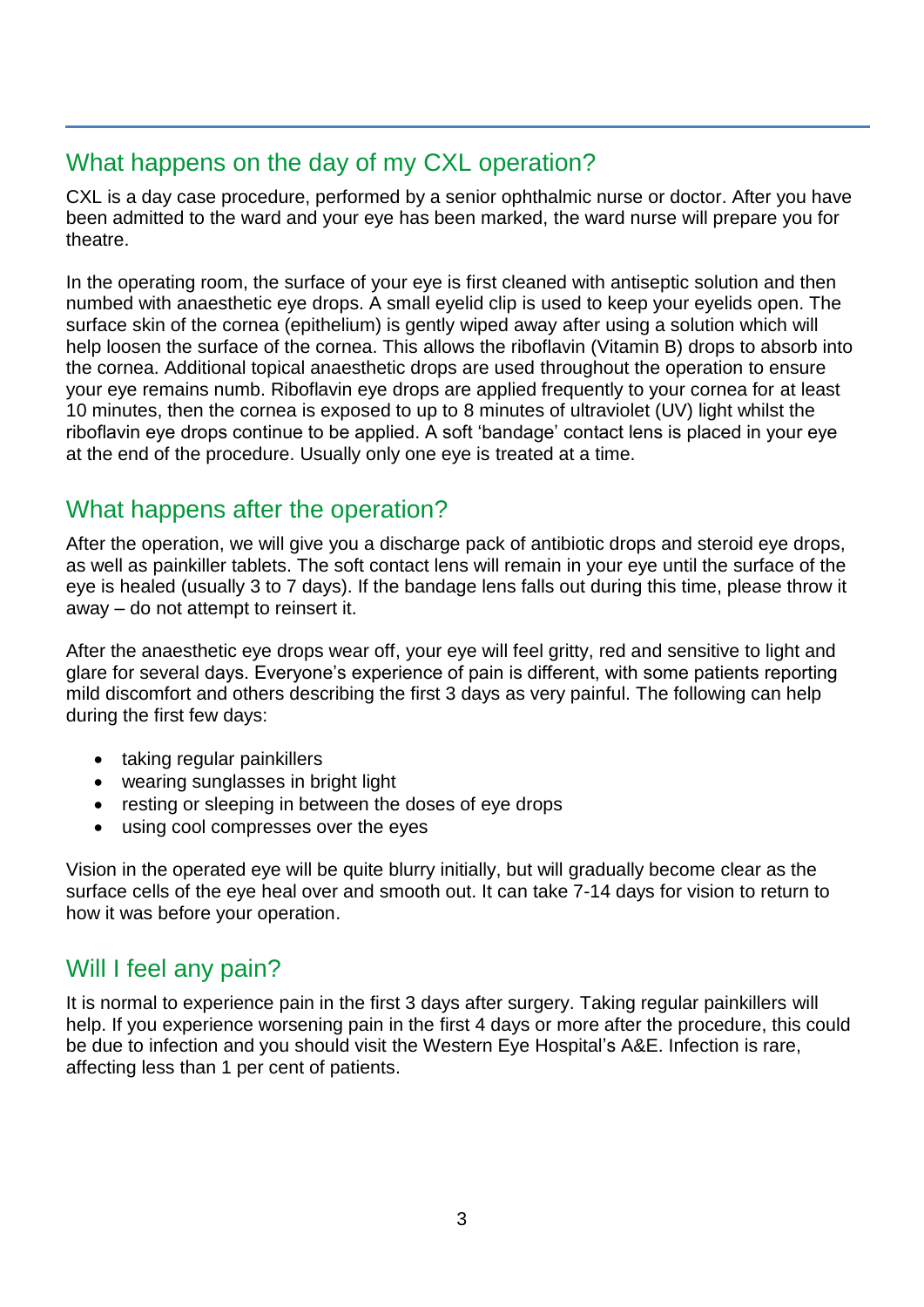## What happens on the day of my CXL operation?

CXL is a day case procedure, performed by a senior ophthalmic nurse or doctor. After you have been admitted to the ward and your eye has been marked, the ward nurse will prepare you for theatre.

In the operating room, the surface of your eye is first cleaned with antiseptic solution and then numbed with anaesthetic eye drops. A small eyelid clip is used to keep your eyelids open. The surface skin of the cornea (epithelium) is gently wiped away after using a solution which will help loosen the surface of the cornea. This allows the riboflavin (Vitamin B) drops to absorb into the cornea. Additional topical anaesthetic drops are used throughout the operation to ensure your eye remains numb. Riboflavin eye drops are applied frequently to your cornea for at least 10 minutes, then the cornea is exposed to up to 8 minutes of ultraviolet (UV) light whilst the riboflavin eye drops continue to be applied. A soft 'bandage' contact lens is placed in your eye at the end of the procedure. Usually only one eye is treated at a time.

## What happens after the operation?

After the operation, we will give you a discharge pack of antibiotic drops and steroid eye drops, as well as painkiller tablets. The soft contact lens will remain in your eye until the surface of the eye is healed (usually 3 to 7 days). If the bandage lens falls out during this time, please throw it away – do not attempt to reinsert it.

After the anaesthetic eye drops wear off, your eye will feel gritty, red and sensitive to light and glare for several days. Everyone's experience of pain is different, with some patients reporting mild discomfort and others describing the first 3 days as very painful. The following can help during the first few days:

- taking regular painkillers
- wearing sunglasses in bright light
- resting or sleeping in between the doses of eye drops
- using cool compresses over the eyes

Vision in the operated eye will be quite blurry initially, but will gradually become clear as the surface cells of the eye heal over and smooth out. It can take 7-14 days for vision to return to how it was before your operation.

## Will I feel any pain?

It is normal to experience pain in the first 3 days after surgery. Taking regular painkillers will help. If you experience worsening pain in the first 4 days or more after the procedure, this could be due to infection and you should visit the Western Eye Hospital's A&E. Infection is rare, affecting less than 1 per cent of patients.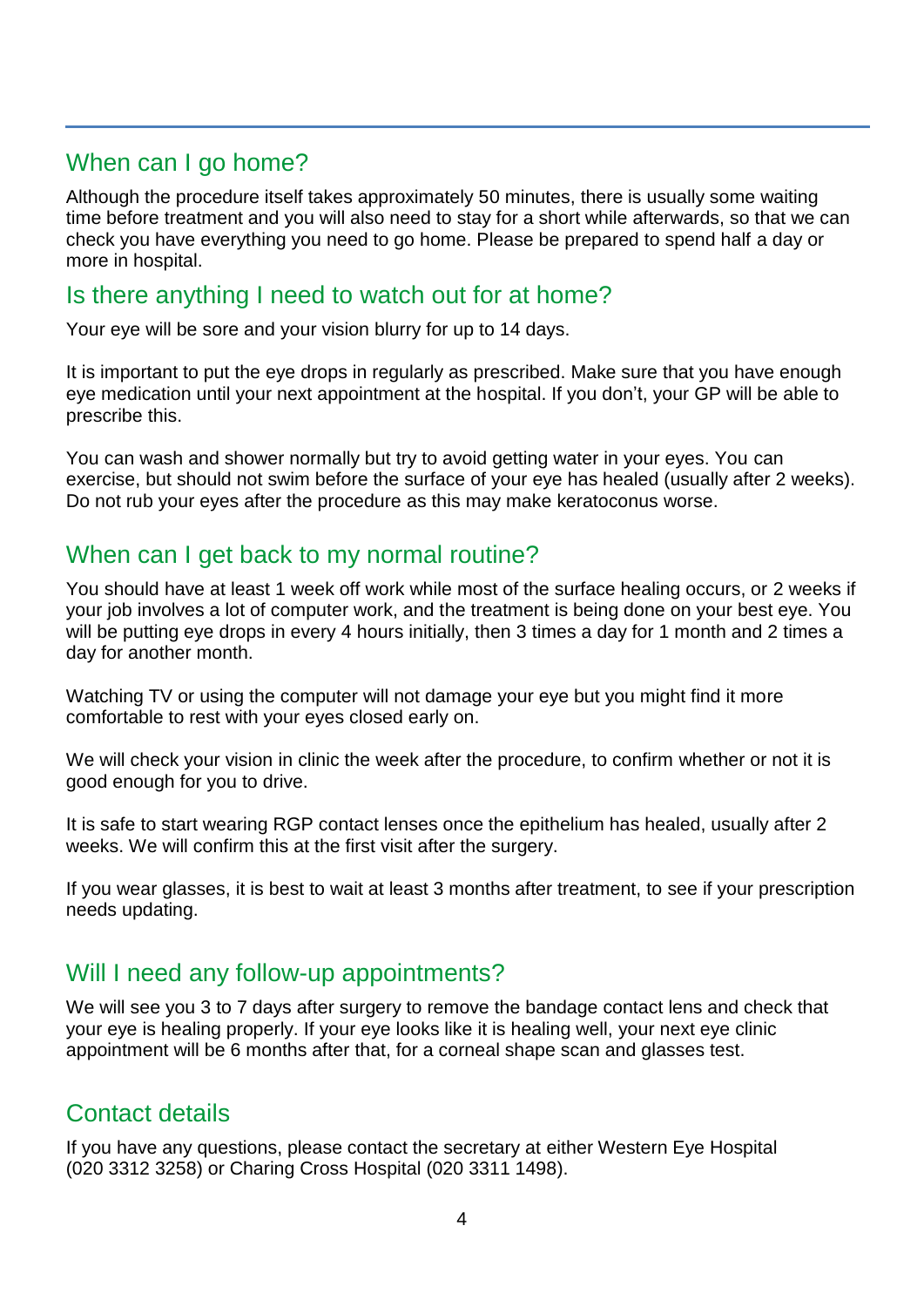## When can I go home?

Although the procedure itself takes approximately 50 minutes, there is usually some waiting time before treatment and you will also need to stay for a short while afterwards, so that we can check you have everything you need to go home. Please be prepared to spend half a day or more in hospital.

## Is there anything I need to watch out for at home?

Your eye will be sore and your vision blurry for up to 14 days.

It is important to put the eye drops in regularly as prescribed. Make sure that you have enough eye medication until your next appointment at the hospital. If you don't, your GP will be able to prescribe this.

You can wash and shower normally but try to avoid getting water in your eyes. You can exercise, but should not swim before the surface of your eye has healed (usually after 2 weeks). Do not rub your eyes after the procedure as this may make keratoconus worse.

## When can I get back to my normal routine?

You should have at least 1 week off work while most of the surface healing occurs, or 2 weeks if your job involves a lot of computer work, and the treatment is being done on your best eye. You will be putting eye drops in every 4 hours initially, then 3 times a day for 1 month and 2 times a day for another month.

Watching TV or using the computer will not damage your eye but you might find it more comfortable to rest with your eyes closed early on.

We will check your vision in clinic the week after the procedure, to confirm whether or not it is good enough for you to drive.

It is safe to start wearing RGP contact lenses once the epithelium has healed, usually after 2 weeks. We will confirm this at the first visit after the surgery.

If you wear glasses, it is best to wait at least 3 months after treatment, to see if your prescription needs updating.

## Will I need any follow-up appointments?

We will see you 3 to 7 days after surgery to remove the bandage contact lens and check that your eye is healing properly. If your eye looks like it is healing well, your next eye clinic appointment will be 6 months after that, for a corneal shape scan and glasses test.

## Contact details

If you have any questions, please contact the secretary at either Western Eye Hospital (020 3312 3258) or Charing Cross Hospital (020 3311 1498).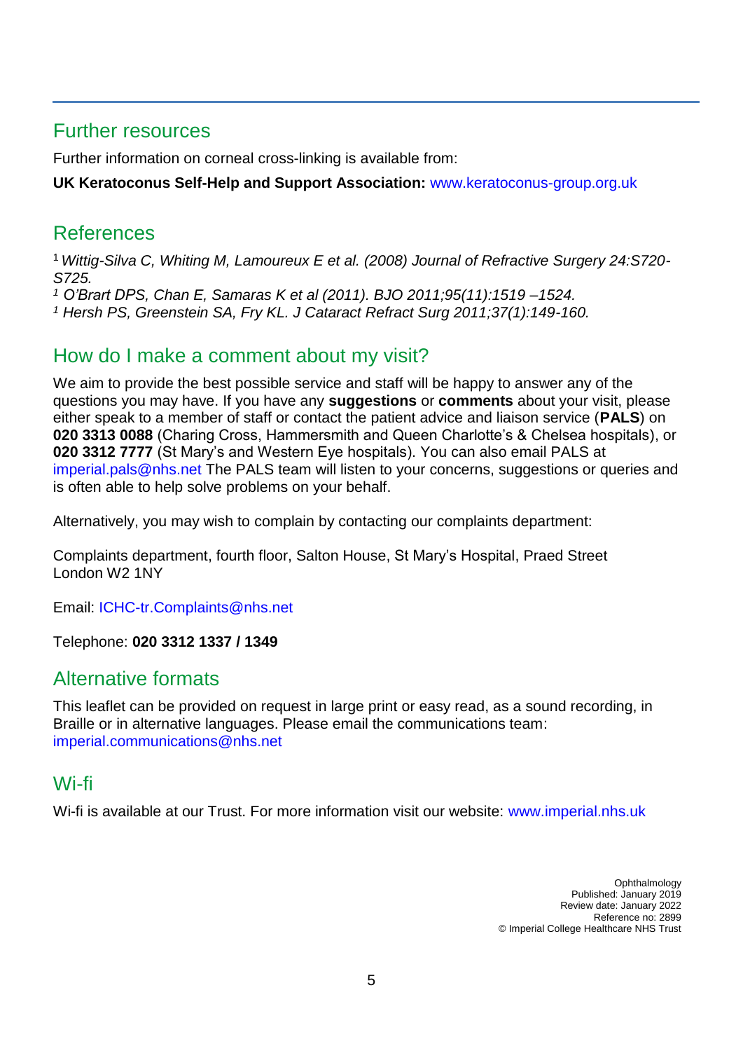## Further resources

Further information on corneal cross-linking is available from:

**UK Keratoconus Self-Help and Support Association:** www.keratoconus-group.org.uk

## References

[1] *Wittig-Silva C, Whiting M, Lamoureux E et al. (2008) Journal of Refractive Surgery 24:S720-S725.*
[1] *O'Brart DPS, Chan E, Samaras K et al (2011). BJO 2011;95(11):1519 –1524.*
[1] *Hersh PS, Greenstein SA, Fry KL. J Cataract Refract Surg 2011;37(1):149-160.*

## How do I make a comment about my visit?

We aim to provide the best possible service and staff will be happy to answer any of the questions you may have. If you have any **suggestions** or **comments** about your visit, please either speak to a member of staff or contact the patient advice and liaison service (**PALS**) on **020 3313 0088** (Charing Cross, Hammersmith and Queen Charlotte's & Chelsea hospitals), or **020 3312 7777** (St Mary's and Western Eye hospitals). You can also email PALS at imperial.pals@nhs.net The PALS team will listen to your concerns, suggestions or queries and is often able to help solve problems on your behalf.

Alternatively, you may wish to complain by contacting our complaints department:

Complaints department, fourth floor, Salton House, St Mary's Hospital, Praed Street
London W2 1NY

Email: ICHC-tr.Complaints@nhs.net

Telephone: **020 3312 1337 / 1349**

## Alternative formats

This leaflet can be provided on request in large print or easy read, as a sound recording, in Braille or in alternative languages. Please email the communications team: imperial.communications@nhs.net

## Wi-fi

Wi-fi is available at our Trust. For more information visit our website: www.imperial.nhs.uk

Ophthalmology
Published: January 2019
Review date: January 2022
Reference no: 2899
© Imperial College Healthcare NHS Trust